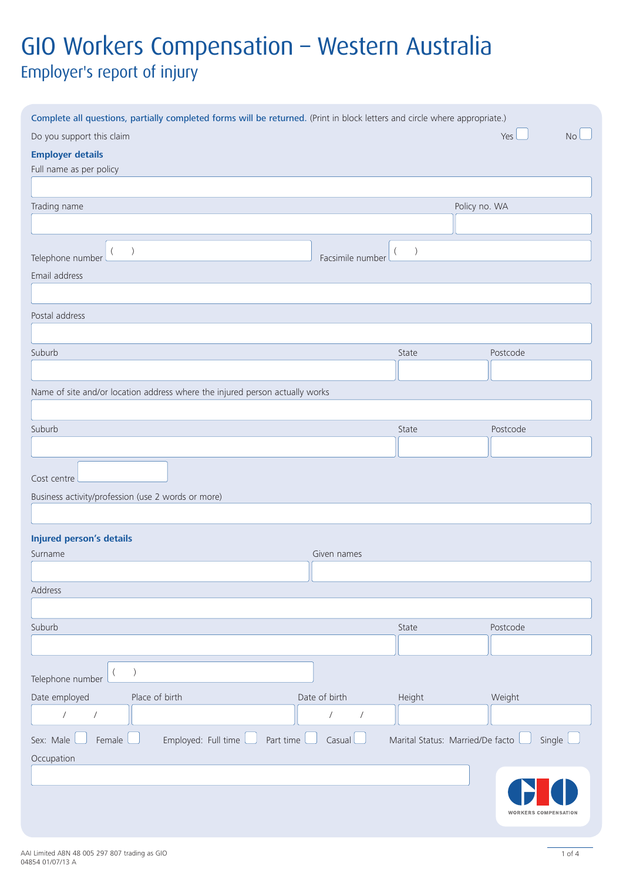# GIO Workers Compensation – Western Australia

## Employer's report of injury

**Complete all questions, partially completed forms will be returned.** (Print in block letters and circle where appropriate.)

Do you support this claim Yes ☐ No ☐

### Employer details

Full name as per policy

Trading name

Policy no. WA

Telephone number ( )

Facsimile number ( )

Email address

Postal address

Suburb

State

Postcode

Name of site and/or location address where the injured person actually works

Suburb

State

Postcode

Cost centre

Business activity/profession (use 2 words or more)

### Injured person's details

Surname

Given names

Address

Suburb

State

Postcode

Telephone number ( )

Date employed / /

Place of birth

Date of birth / /

Height

Weight

Sex: Male ☐ Female ☐ Employed: Full time ☐ Part time ☐ Casual ☐ Marital Status: Married/De facto ☐ Single ☐

Occupation

GIO WORKERS COMPENSATION

AAI Limited ABN 48 005 297 807 trading as GIO
04854 01/07/13 A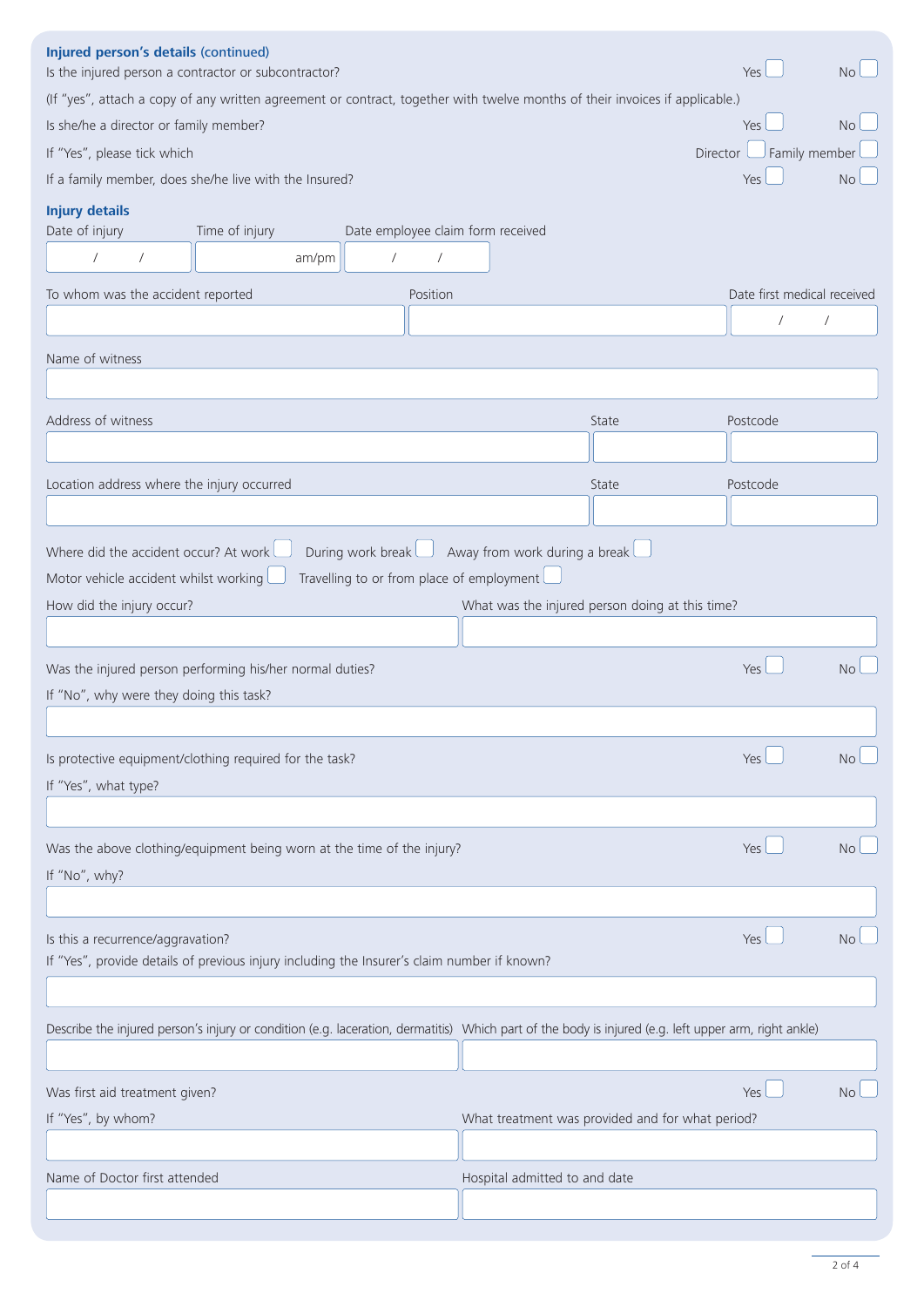## Injured person's details (continued)

Is the injured person a contractor or subcontractor? Yes ☐ No ☐

(If "yes", attach a copy of any written agreement or contract, together with twelve months of their invoices if applicable.)

Is she/he a director or family member? Yes ☐ No ☐

If "Yes", please tick which Director ☐ Family member ☐

If a family member, does she/he live with the Insured? Yes ☐ No ☐

## Injury details

| Date of injury | Time of injury | Date employee claim form received |
|---|---|---|
| / / | am/pm | / / |

| To whom was the accident reported | Position | Date first medical received |
|---|---|---|
| | | / / |

Name of witness

| Address of witness | State | Postcode |
|---|---|---|
| | | |

| Location address where the injury occurred | State | Postcode |
|---|---|---|
| | | |

Where did the accident occur? At work ☐ During work break ☐ Away from work during a break ☐

Motor vehicle accident whilst working ☐ Travelling to or from place of employment ☐

| How did the injury occur? | What was the injured person doing at this time? |
|---|---|
| | |

Was the injured person performing his/her normal duties? Yes ☐ No ☐

If "No", why were they doing this task?

Is protective equipment/clothing required for the task? Yes ☐ No ☐

If "Yes", what type?

Was the above clothing/equipment being worn at the time of the injury? Yes ☐ No ☐

If "No", why?

Is this a recurrence/aggravation? Yes ☐ No ☐

If "Yes", provide details of previous injury including the Insurer's claim number if known?

| Describe the injured person's injury or condition (e.g. laceration, dermatitis) | Which part of the body is injured (e.g. left upper arm, right ankle) |
|---|---|
| | |

Was first aid treatment given? Yes ☐ No ☐

| If "Yes", by whom? | What treatment was provided and for what period? |
|---|---|
| | |

| Name of Doctor first attended | Hospital admitted to and date |
|---|---|
| | |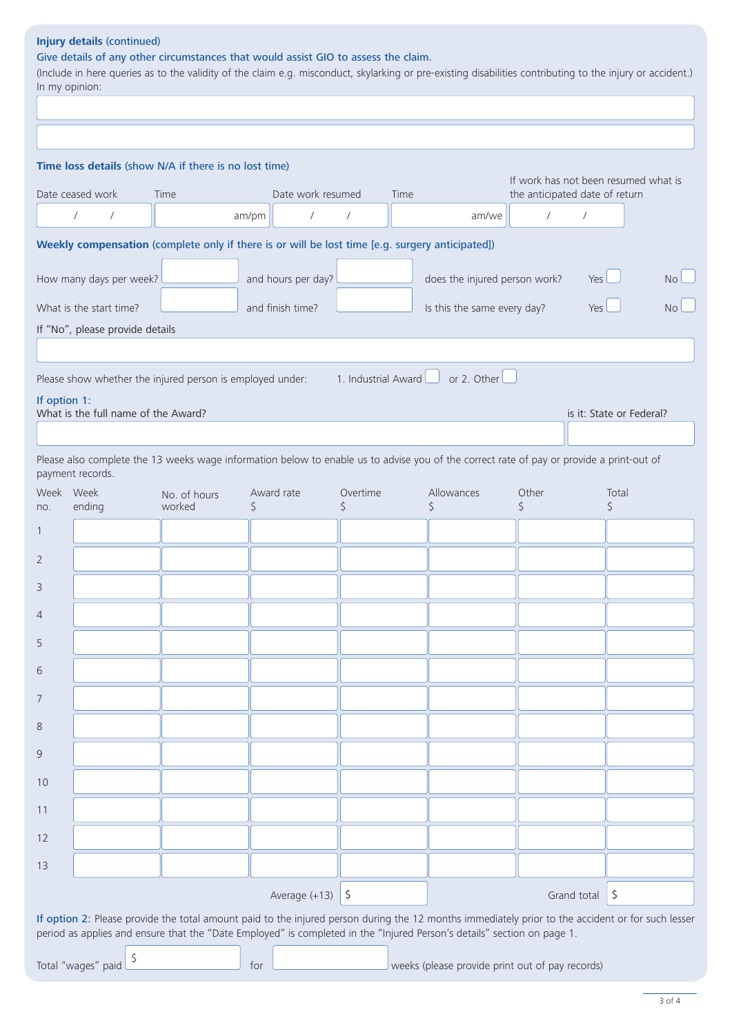**Injury details** (continued)

**Give details of any other circumstances that would assist GIO to assess the claim.**

(Include in here queries as to the validity of the claim e.g. misconduct, skylarking or pre-existing disabilities contributing to the injury or accident.)

In my opinion:

**Time loss details** (show N/A if there is no lost time)

| Date ceased work | Time | Date work resumed | Time | If work has not been resumed what is the anticipated date of return |
|---|---|---|---|---|
| / / | am/pm | / / | am/we | / / |

**Weekly compensation** (complete only if there is or will be lost time [e.g. surgery anticipated])

How many days per week? ______ and hours per day? ______ does the injured person work? Yes ☐ No ☐

What is the start time? ______ and finish time? ______ Is this the same every day? Yes ☐ No ☐

If "No", please provide details

Please show whether the injured person is employed under: 1. Industrial Award ☐ or 2. Other ☐

**If option 1:**

What is the full name of the Award? ______ is it: State or Federal? ______

Please also complete the 13 weeks wage information below to enable us to advise you of the correct rate of pay or provide a print-out of payment records.

| Week no. | Week ending | No. of hours worked | Award rate $ | Overtime $ | Allowances $ | Other $ | Total $ |
|---|---|---|---|---|---|---|---|
| 1 | | | | | | | |
| 2 | | | | | | | |
| 3 | | | | | | | |
| 4 | | | | | | | |
| 5 | | | | | | | |
| 6 | | | | | | | |
| 7 | | | | | | | |
| 8 | | | | | | | |
| 9 | | | | | | | |
| 10 | | | | | | | |
| 11 | | | | | | | |
| 12 | | | | | | | |
| 13 | | | | | | | |
| | | | Average (÷13) | $ | | Grand total | $ |

**If option 2:** Please provide the total amount paid to the injured person during the 12 months immediately prior to the accident or for such lesser period as applies and ensure that the "Date Employed" is completed in the "Injured Person's details" section on page 1.

Total "wages" paid $ ______ for ______ weeks (please provide print out of pay records)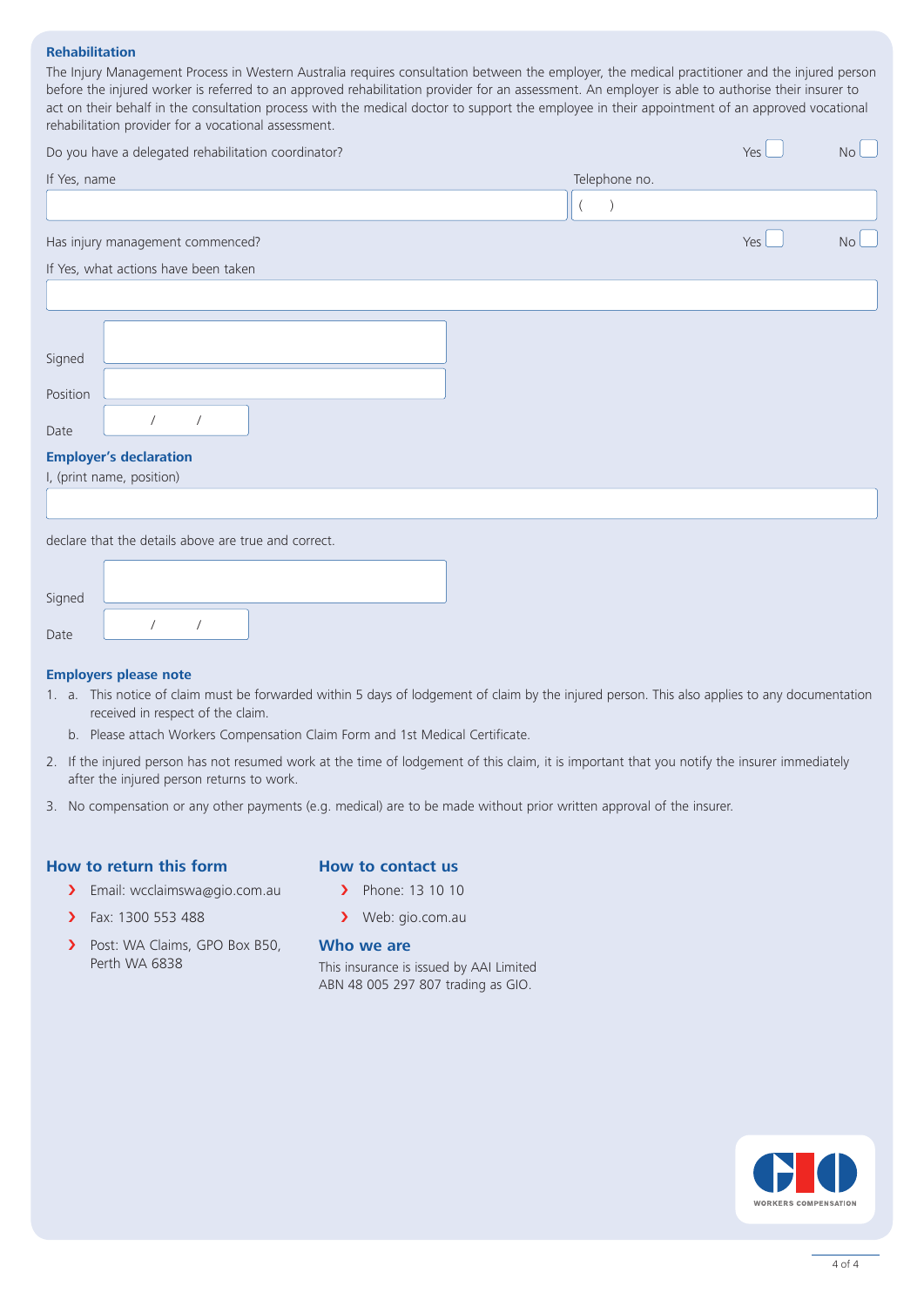### Rehabilitation

The Injury Management Process in Western Australia requires consultation between the employer, the medical practitioner and the injured person before the injured worker is referred to an approved rehabilitation provider for an assessment. An employer is able to authorise their insurer to act on their behalf in the consultation process with the medical doctor to support the employee in their appointment of an approved vocational rehabilitation provider for a vocational assessment.

Do you have a delegated rehabilitation coordinator? Yes ☐ No ☐

If Yes, name

Telephone no. (   )

Has injury management commenced? Yes ☐ No ☐

If Yes, what actions have been taken

Signed

Position

Date   /   /

### Employer's declaration

I, (print name, position)

declare that the details above are true and correct.

Signed

Date   /   /

### Employers please note

1. a. This notice of claim must be forwarded within 5 days of lodgement of claim by the injured person. This also applies to any documentation received in respect of the claim.
   b. Please attach Workers Compensation Claim Form and 1st Medical Certificate.
2. If the injured person has not resumed work at the time of lodgement of this claim, it is important that you notify the insurer immediately after the injured person returns to work.
3. No compensation or any other payments (e.g. medical) are to be made without prior written approval of the insurer.

## How to return this form

- Email: wcclaimswa@gio.com.au
- Fax: 1300 553 488
- Post: WA Claims, GPO Box B50, Perth WA 6838

## How to contact us

- Phone: 13 10 10
- Web: gio.com.au

## Who we are

This insurance is issued by AAI Limited ABN 48 005 297 807 trading as GIO.

GIO WORKERS COMPENSATION